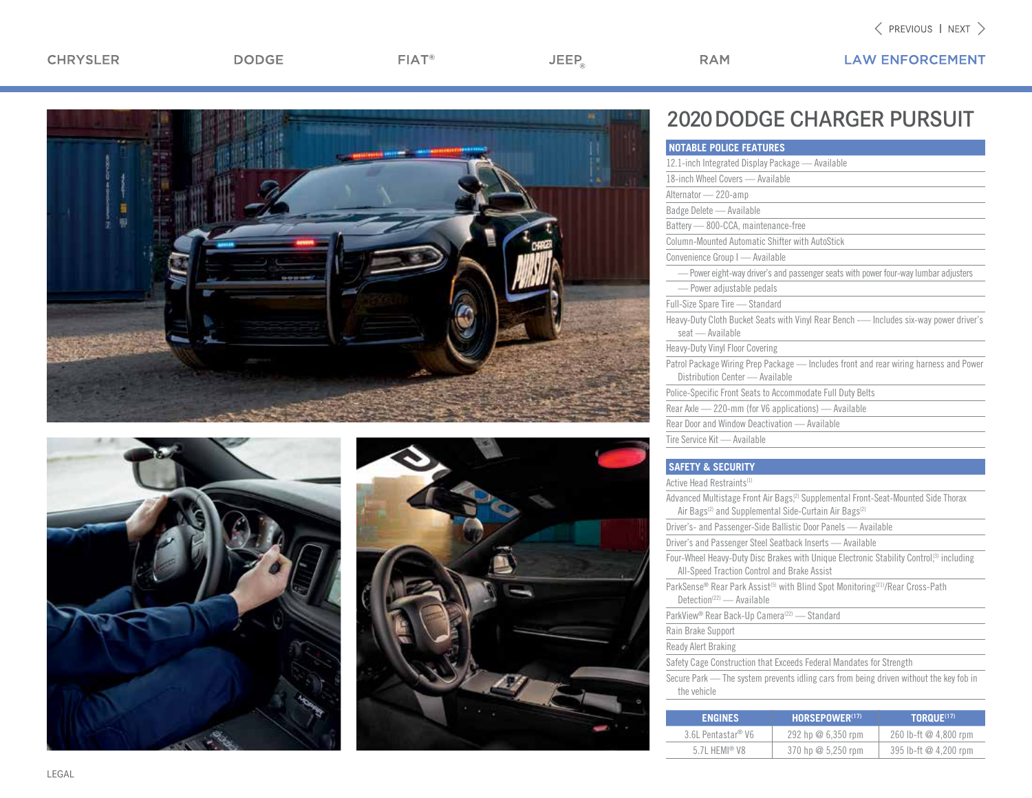# 2020 DODGE CHARGER PURSUIT

## NOTABLE POLICE FEATURES

- 12.1-inch Integrated Display Package — Available
- 18-inch Wheel Covers — Available
- Alternator — 220-amp
- Badge Delete — Available
- Battery — 800-CCA, maintenance-free
- Column-Mounted Automatic Shifter with AutoStick
- Convenience Group I — Available
  - — Power eight-way driver's and passenger seats with power four-way lumbar adjusters
  - — Power adjustable pedals
- Full-Size Spare Tire — Standard
- Heavy-Duty Cloth Bucket Seats with Vinyl Rear Bench –— Includes six-way power driver's seat — Available
- Heavy-Duty Vinyl Floor Covering
- Patrol Package Wiring Prep Package — Includes front and rear wiring harness and Power Distribution Center — Available
- Police-Specific Front Seats to Accommodate Full Duty Belts
- Rear Axle — 220-mm (for V6 applications) — Available
- Rear Door and Window Deactivation — Available
- Tire Service Kit — Available

## SAFETY & SECURITY

- Active Head Restraints[1]
- Advanced Multistage Front Air Bags,[2] Supplemental Front-Seat-Mounted Side Thorax Air Bags[2] and Supplemental Side-Curtain Air Bags[2]
- Driver's- and Passenger-Side Ballistic Door Panels — Available
- Driver's and Passenger Steel Seatback Inserts — Available
- Four-Wheel Heavy-Duty Disc Brakes with Unique Electronic Stability Control,[3] including All-Speed Traction Control and Brake Assist
- ParkSense® Rear Park Assist[5] with Blind Spot Monitoring[21]/Rear Cross-Path Detection[22] — Available
- ParkView® Rear Back-Up Camera[22] — Standard
- Rain Brake Support
- Ready Alert Braking
- Safety Cage Construction that Exceeds Federal Mandates for Strength
- Secure Park — The system prevents idling cars from being driven without the key fob in the vehicle

| ENGINES | HORSEPOWER[17] | TORQUE[17] |
|---|---|---|
| 3.6L Pentastar® V6 | 292 hp @ 6,350 rpm | 260 lb-ft @ 4,800 rpm |
| 5.7L HEMI® V8 | 370 hp @ 5,250 rpm | 395 lb-ft @ 4,200 rpm |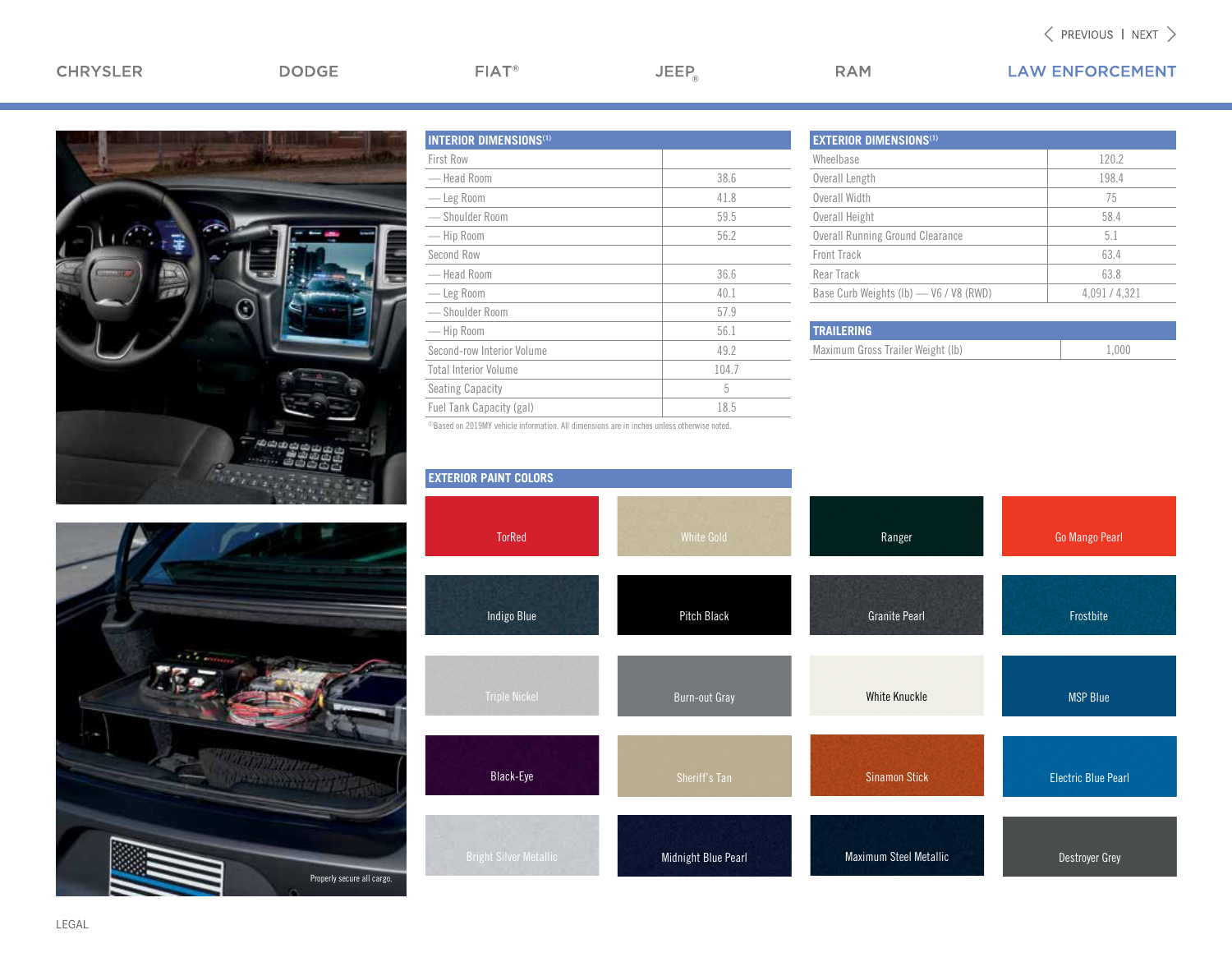## INTERIOR DIMENSIONS[1]

| | |
|---|---|
| First Row | |
| — Head Room | 38.6 |
| — Leg Room | 41.8 |
| — Shoulder Room | 59.5 |
| — Hip Room | 56.2 |
| Second Row | |
| — Head Room | 36.6 |
| — Leg Room | 40.1 |
| — Shoulder Room | 57.9 |
| — Hip Room | 56.1 |
| Second-row Interior Volume | 49.2 |
| Total Interior Volume | 104.7 |
| Seating Capacity | 5 |
| Fuel Tank Capacity (gal) | 18.5 |

[1]Based on 2019MY vehicle information. All dimensions are in inches unless otherwise noted.

## EXTERIOR DIMENSIONS[1]

| | |
|---|---|
| Wheelbase | 120.2 |
| Overall Length | 198.4 |
| Overall Width | 75 |
| Overall Height | 58.4 |
| Overall Running Ground Clearance | 5.1 |
| Front Track | 63.4 |
| Rear Track | 63.8 |
| Base Curb Weights (lb) — V6 / V8 (RWD) | 4,091 / 4,321 |

## TRAILERING

| | |
|---|---|
| Maximum Gross Trailer Weight (lb) | 1,000 |

## EXTERIOR PAINT COLORS

- TorRed
- White Gold
- Ranger
- Go Mango Pearl
- Indigo Blue
- Pitch Black
- Granite Pearl
- Frostbite
- Triple Nickel
- Burn-out Gray
- White Knuckle
- MSP Blue
- Black-Eye
- Sheriff's Tan
- Sinamon Stick
- Electric Blue Pearl
- Bright Silver Metallic
- Midnight Blue Pearl
- Maximum Steel Metallic
- Destroyer Grey

Properly secure all cargo.

LEGAL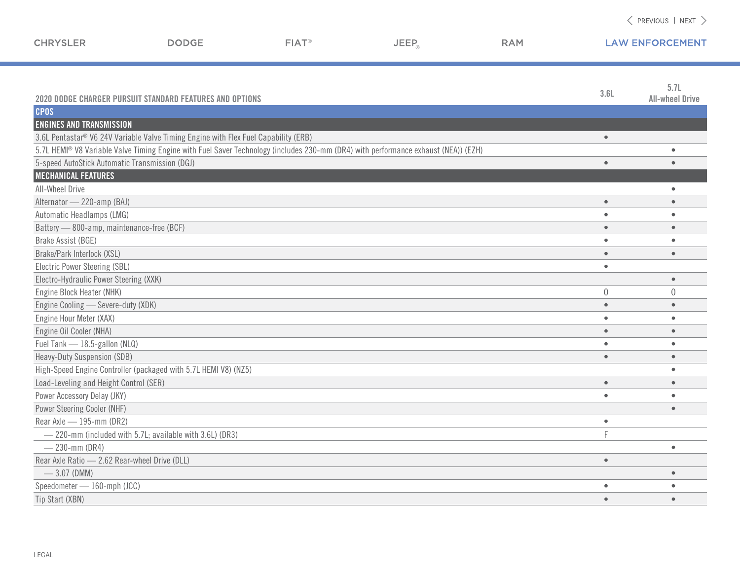| 2020 DODGE CHARGER PURSUIT STANDARD FEATURES AND OPTIONS | 3.6L | 5.7L All-wheel Drive |
|---|---|---|
| **CPOS** | | |
| **ENGINES AND TRANSMISSION** | | |
| 3.6L Pentastar® V6 24V Variable Valve Timing Engine with Flex Fuel Capability (ERB) | • | |
| 5.7L HEMI® V8 Variable Valve Timing Engine with Fuel Saver Technology (includes 230-mm (DR4) with performance exhaust (NEA)) (EZH) | | • |
| 5-speed AutoStick Automatic Transmission (DGJ) | • | • |
| **MECHANICAL FEATURES** | | |
| All-Wheel Drive | | • |
| Alternator — 220-amp (BAJ) | • | • |
| Automatic Headlamps (LMG) | • | • |
| Battery — 800-amp, maintenance-free (BCF) | • | • |
| Brake Assist (BGE) | • | • |
| Brake/Park Interlock (XSL) | • | • |
| Electric Power Steering (SBL) | • | |
| Electro-Hydraulic Power Steering (XXK) | | • |
| Engine Block Heater (NHK) | O | O |
| Engine Cooling — Severe-duty (XDK) | • | • |
| Engine Hour Meter (XAX) | • | • |
| Engine Oil Cooler (NHA) | • | • |
| Fuel Tank — 18.5-gallon (NLQ) | • | • |
| Heavy-Duty Suspension (SDB) | • | • |
| High-Speed Engine Controller (packaged with 5.7L HEMI V8) (NZ5) | | • |
| Load-Leveling and Height Control (SER) | • | • |
| Power Accessory Delay (JKY) | • | • |
| Power Steering Cooler (NHF) | | • |
| Rear Axle — 195-mm (DR2) | • | |
| — 220-mm (included with 5.7L; available with 3.6L) (DR3) | F | |
| — 230-mm (DR4) | | • |
| Rear Axle Ratio — 2.62 Rear-wheel Drive (DLL) | • | |
| — 3.07 (DMM) | | • |
| Speedometer — 160-mph (JCC) | • | • |
| Tip Start (XBN) | • | • |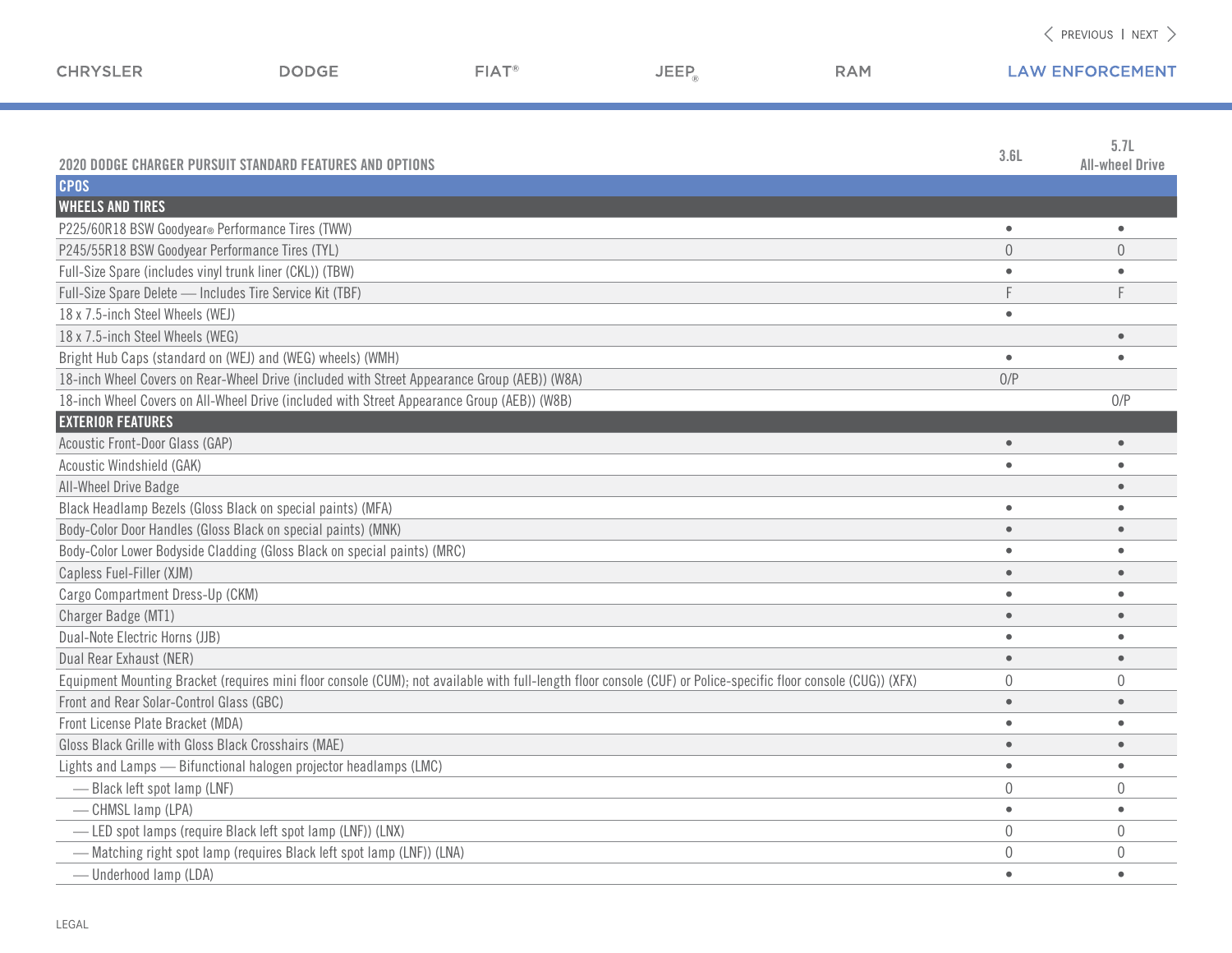| 2020 DODGE CHARGER PURSUIT STANDARD FEATURES AND OPTIONS | 3.6L | 5.7L All-wheel Drive |
|---|---|---|
| **CPOS** | | |
| **WHEELS AND TIRES** | | |
| P225/60R18 BSW Goodyear® Performance Tires (TWW) | • | • |
| P245/55R18 BSW Goodyear Performance Tires (TYL) | O | O |
| Full-Size Spare (includes vinyl trunk liner (CKL)) (TBW) | • | • |
| Full-Size Spare Delete — Includes Tire Service Kit (TBF) | F | F |
| 18 x 7.5-inch Steel Wheels (WEJ) | • | |
| 18 x 7.5-inch Steel Wheels (WEG) | | • |
| Bright Hub Caps (standard on (WEJ) and (WEG) wheels) (WMH) | • | • |
| 18-inch Wheel Covers on Rear-Wheel Drive (included with Street Appearance Group (AEB)) (W8A) | O/P | |
| 18-inch Wheel Covers on All-Wheel Drive (included with Street Appearance Group (AEB)) (W8B) | | O/P |
| **EXTERIOR FEATURES** | | |
| Acoustic Front-Door Glass (GAP) | • | • |
| Acoustic Windshield (GAK) | • | • |
| All-Wheel Drive Badge | | • |
| Black Headlamp Bezels (Gloss Black on special paints) (MFA) | • | • |
| Body-Color Door Handles (Gloss Black on special paints) (MNK) | • | • |
| Body-Color Lower Bodyside Cladding (Gloss Black on special paints) (MRC) | • | • |
| Capless Fuel-Filler (XJM) | • | • |
| Cargo Compartment Dress-Up (CKM) | • | • |
| Charger Badge (MT1) | • | • |
| Dual-Note Electric Horns (JJB) | • | • |
| Dual Rear Exhaust (NER) | • | • |
| Equipment Mounting Bracket (requires mini floor console (CUM); not available with full-length floor console (CUF) or Police-specific floor console (CUG)) (XFX) | O | O |
| Front and Rear Solar-Control Glass (GBC) | • | • |
| Front License Plate Bracket (MDA) | • | • |
| Gloss Black Grille with Gloss Black Crosshairs (MAE) | • | • |
| Lights and Lamps — Bifunctional halogen projector headlamps (LMC) | • | • |
| — Black left spot lamp (LNF) | O | O |
| — CHMSL lamp (LPA) | • | • |
| — LED spot lamps (require Black left spot lamp (LNF)) (LNX) | O | O |
| — Matching right spot lamp (requires Black left spot lamp (LNF)) (LNA) | O | O |
| — Underhood lamp (LDA) | • | • |

LEGAL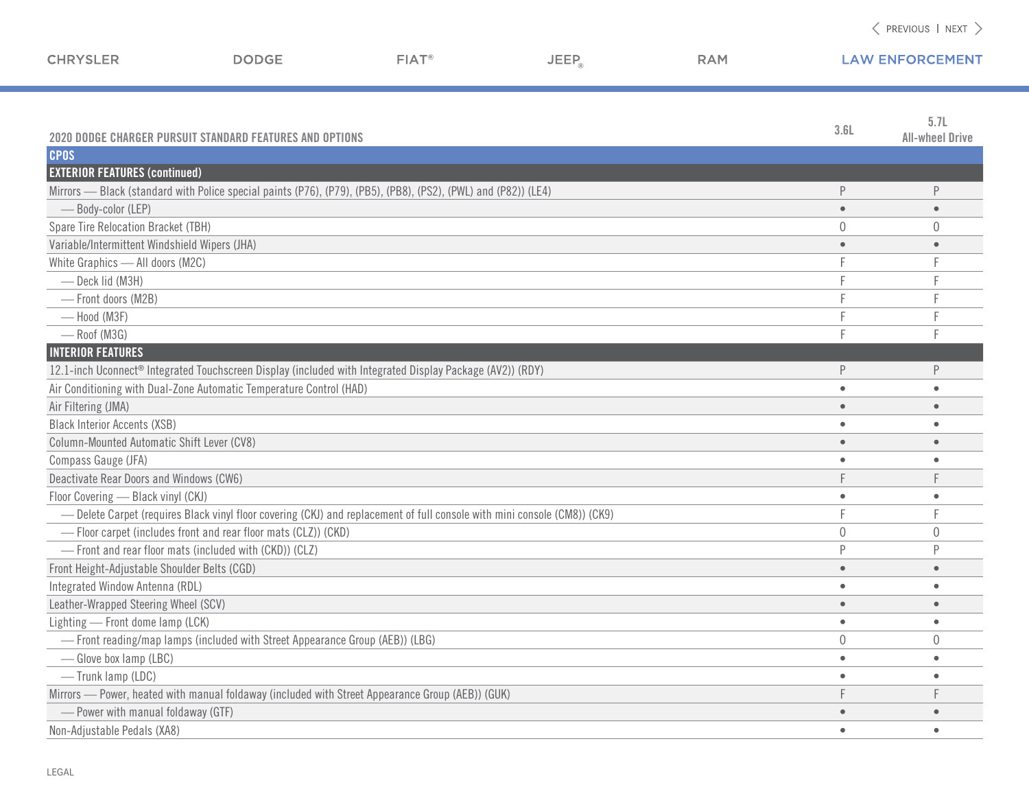| 2020 DODGE CHARGER PURSUIT STANDARD FEATURES AND OPTIONS | 3.6L | 5.7L All-wheel Drive |
|---|---|---|
| **CPOS** | | |
| **EXTERIOR FEATURES (continued)** | | |
| Mirrors — Black (standard with Police special paints (P76), (P79), (PB5), (PB8), (PS2), (PWL) and (P82)) (LE4) | P | P |
| — Body-color (LEP) | • | • |
| Spare Tire Relocation Bracket (TBH) | O | O |
| Variable/Intermittent Windshield Wipers (JHA) | • | • |
| White Graphics — All doors (M2C) | F | F |
| — Deck lid (M3H) | F | F |
| — Front doors (M2B) | F | F |
| — Hood (M3F) | F | F |
| — Roof (M3G) | F | F |
| **INTERIOR FEATURES** | | |
| 12.1-inch Uconnect® Integrated Touchscreen Display (included with Integrated Display Package (AV2)) (RDY) | P | P |
| Air Conditioning with Dual-Zone Automatic Temperature Control (HAD) | • | • |
| Air Filtering (JMA) | • | • |
| Black Interior Accents (XSB) | • | • |
| Column-Mounted Automatic Shift Lever (CV8) | • | • |
| Compass Gauge (JFA) | • | • |
| Deactivate Rear Doors and Windows (CW6) | F | F |
| Floor Covering — Black vinyl (CKJ) | • | • |
| — Delete Carpet (requires Black vinyl floor covering (CKJ) and replacement of full console with mini console (CM8)) (CK9) | F | F |
| — Floor carpet (includes front and rear floor mats (CLZ)) (CKD) | O | O |
| — Front and rear floor mats (included with (CKD)) (CLZ) | P | P |
| Front Height-Adjustable Shoulder Belts (CGD) | • | • |
| Integrated Window Antenna (RDL) | • | • |
| Leather-Wrapped Steering Wheel (SCV) | • | • |
| Lighting — Front dome lamp (LCK) | • | • |
| — Front reading/map lamps (included with Street Appearance Group (AEB)) (LBG) | O | O |
| — Glove box lamp (LBC) | • | • |
| — Trunk lamp (LDC) | • | • |
| Mirrors — Power, heated with manual foldaway (included with Street Appearance Group (AEB)) (GUK) | F | F |
| — Power with manual foldaway (GTF) | • | • |
| Non-Adjustable Pedals (XA8) | • | • |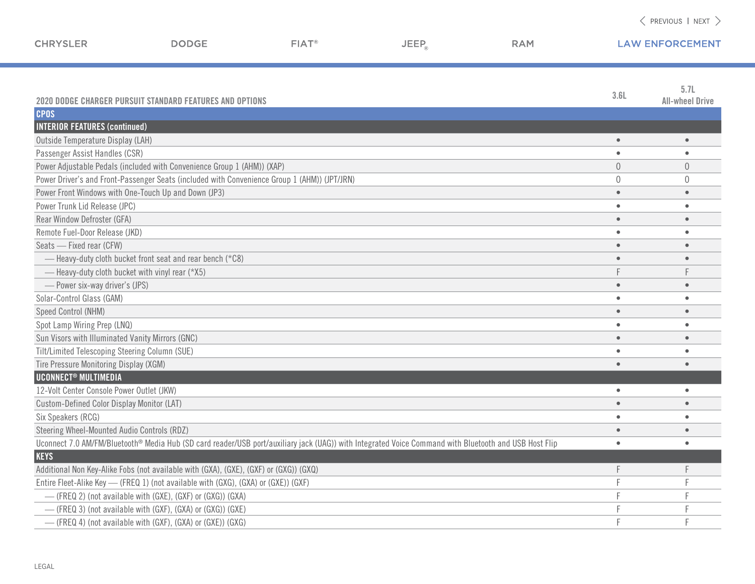## 2020 DODGE CHARGER PURSUIT STANDARD FEATURES AND OPTIONS

| CPOS | 3.6L | 5.7L All-wheel Drive |
|---|---|---|
| **INTERIOR FEATURES (continued)** | | |
| Outside Temperature Display (LAH) | • | • |
| Passenger Assist Handles (CSR) | • | • |
| Power Adjustable Pedals (included with Convenience Group 1 (AHM)) (XAP) | 0 | 0 |
| Power Driver's and Front-Passenger Seats (included with Convenience Group 1 (AHM)) (JPT/JRN) | 0 | 0 |
| Power Front Windows with One-Touch Up and Down (JP3) | • | • |
| Power Trunk Lid Release (JPC) | • | • |
| Rear Window Defroster (GFA) | • | • |
| Remote Fuel-Door Release (JKD) | • | • |
| Seats — Fixed rear (CFW) | • | • |
| — Heavy-duty cloth bucket front seat and rear bench (*C8) | • | • |
| — Heavy-duty cloth bucket with vinyl rear (*X5) | F | F |
| — Power six-way driver's (JPS) | • | • |
| Solar-Control Glass (GAM) | • | • |
| Speed Control (NHM) | • | • |
| Spot Lamp Wiring Prep (LNQ) | • | • |
| Sun Visors with Illuminated Vanity Mirrors (GNC) | • | • |
| Tilt/Limited Telescoping Steering Column (SUE) | • | • |
| Tire Pressure Monitoring Display (XGM) | • | • |
| **UCONNECT® MULTIMEDIA** | | |
| 12-Volt Center Console Power Outlet (JKW) | • | • |
| Custom-Defined Color Display Monitor (LAT) | • | • |
| Six Speakers (RCG) | • | • |
| Steering Wheel-Mounted Audio Controls (RDZ) | • | • |
| Uconnect 7.0 AM/FM/Bluetooth® Media Hub (SD card reader/USB port/auxiliary jack (UAG)) with Integrated Voice Command with Bluetooth and USB Host Flip | • | • |
| **KEYS** | | |
| Additional Non Key-Alike Fobs (not available with (GXA), (GXE), (GXF) or (GXG)) (GXQ) | F | F |
| Entire Fleet-Alike Key — (FREQ 1) (not available with (GXG), (GXA) or (GXE)) (GXF) | F | F |
| — (FREQ 2) (not available with (GXE), (GXF) or (GXG)) (GXA) | F | F |
| — (FREQ 3) (not available with (GXF), (GXA) or (GXG)) (GXE) | F | F |
| — (FREQ 4) (not available with (GXF), (GXA) or (GXE)) (GXG) | F | F |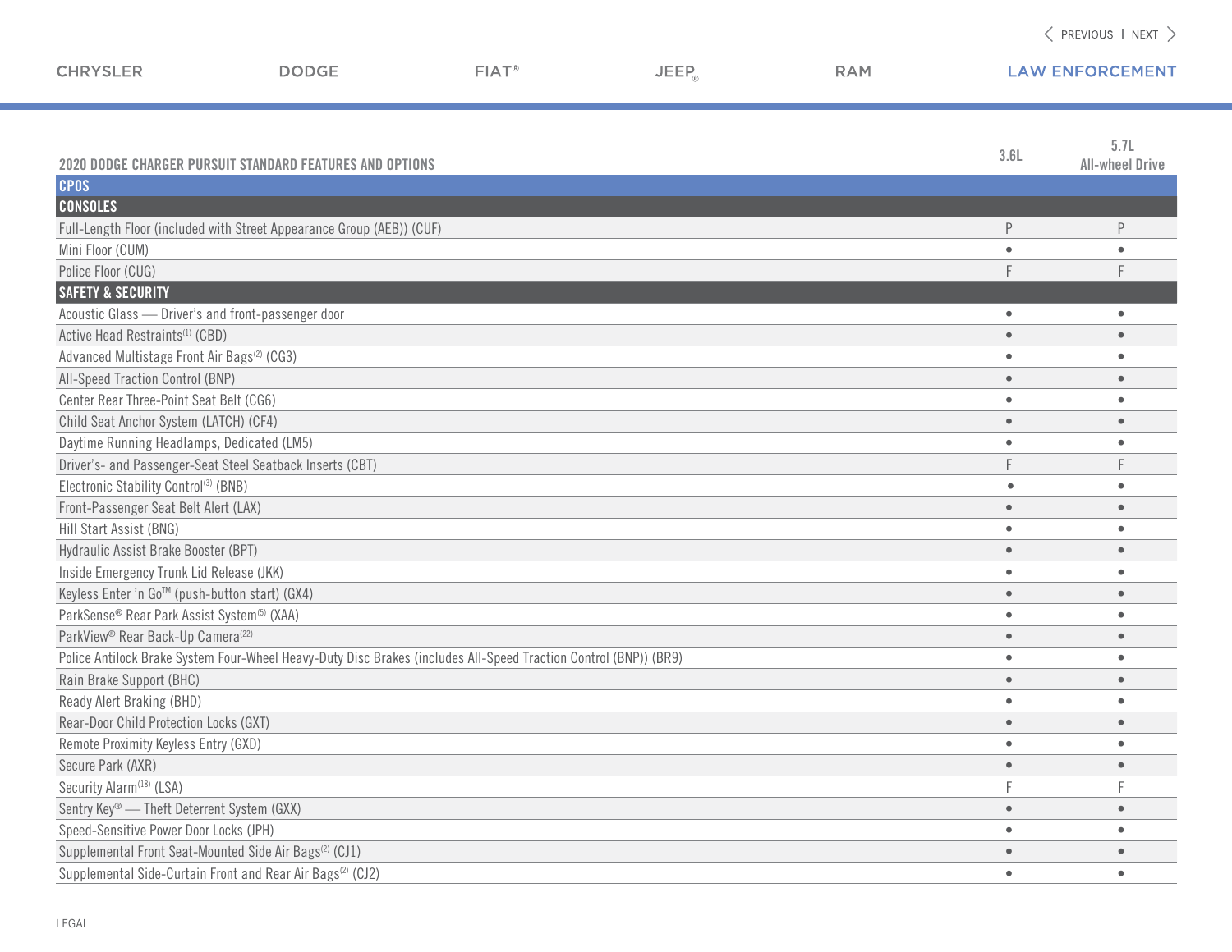| 2020 DODGE CHARGER PURSUIT STANDARD FEATURES AND OPTIONS | 3.6L | 5.7L All-wheel Drive |
|---|---|---|
| **CPOS** | | |
| **CONSOLES** | | |
| Full-Length Floor (included with Street Appearance Group (AEB)) (CUF) | P | P |
| Mini Floor (CUM) | • | • |
| Police Floor (CUG) | F | F |
| **SAFETY & SECURITY** | | |
| Acoustic Glass — Driver's and front-passenger door | • | • |
| Active Head Restraints[1] (CBD) | • | • |
| Advanced Multistage Front Air Bags[2] (CG3) | • | • |
| All-Speed Traction Control (BNP) | • | • |
| Center Rear Three-Point Seat Belt (CG6) | • | • |
| Child Seat Anchor System (LATCH) (CF4) | • | • |
| Daytime Running Headlamps, Dedicated (LM5) | • | • |
| Driver's- and Passenger-Seat Steel Seatback Inserts (CBT) | F | F |
| Electronic Stability Control[3] (BNB) | • | • |
| Front-Passenger Seat Belt Alert (LAX) | • | • |
| Hill Start Assist (BNG) | • | • |
| Hydraulic Assist Brake Booster (BPT) | • | • |
| Inside Emergency Trunk Lid Release (JKK) | • | • |
| Keyless Enter 'n Go™ (push-button start) (GX4) | • | • |
| ParkSense® Rear Park Assist System[5] (XAA) | • | • |
| ParkView® Rear Back-Up Camera[22] | • | • |
| Police Antilock Brake System Four-Wheel Heavy-Duty Disc Brakes (includes All-Speed Traction Control (BNP)) (BR9) | • | • |
| Rain Brake Support (BHC) | • | • |
| Ready Alert Braking (BHD) | • | • |
| Rear-Door Child Protection Locks (GXT) | • | • |
| Remote Proximity Keyless Entry (GXD) | • | • |
| Secure Park (AXR) | • | • |
| Security Alarm[18] (LSA) | F | F |
| Sentry Key® — Theft Deterrent System (GXX) | • | • |
| Speed-Sensitive Power Door Locks (JPH) | • | • |
| Supplemental Front Seat-Mounted Side Air Bags[2] (CJ1) | • | • |
| Supplemental Side-Curtain Front and Rear Air Bags[2] (CJ2) | • | • |

LEGAL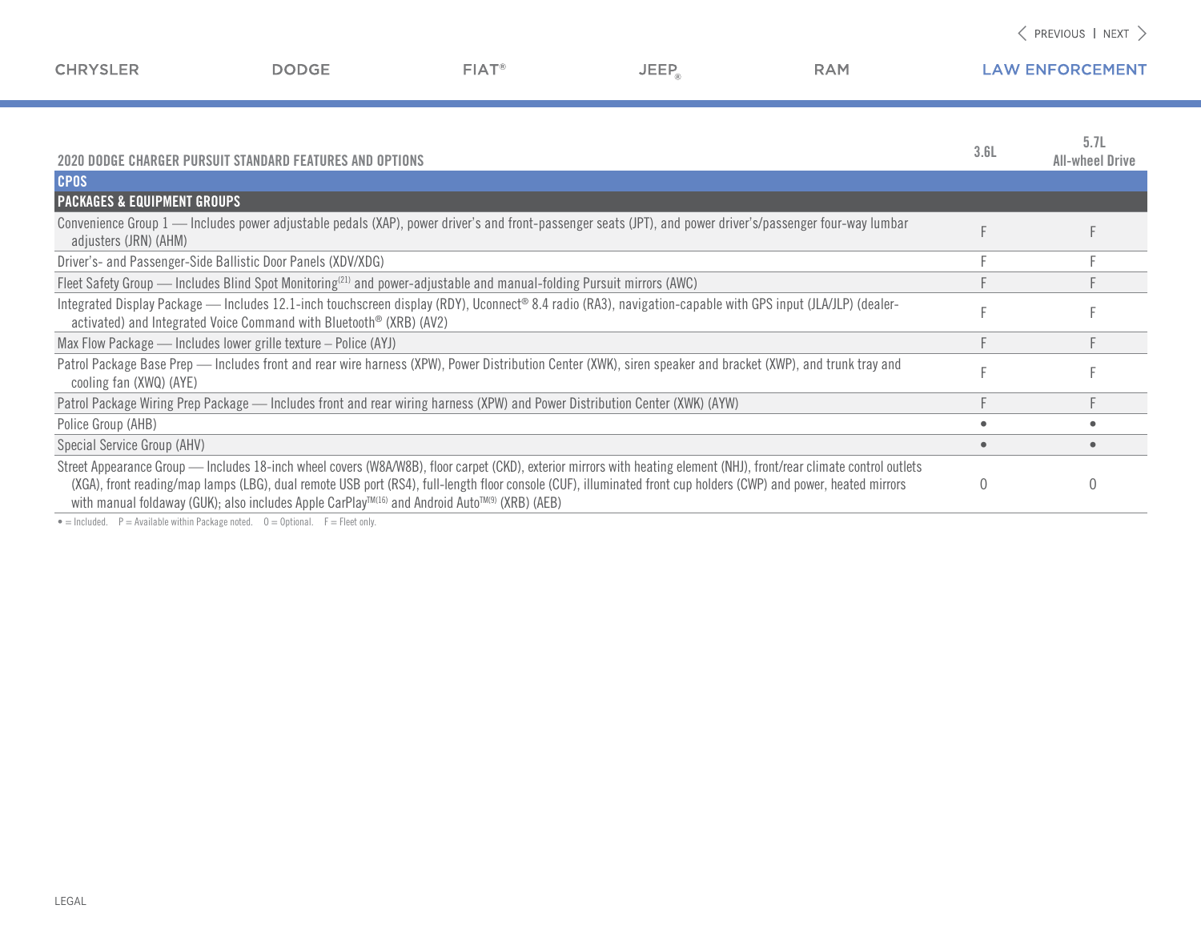| 2020 DODGE CHARGER PURSUIT STANDARD FEATURES AND OPTIONS | 3.6L | 5.7L All-wheel Drive |
|---|---|---|
| **CPOS** | | |
| **PACKAGES & EQUIPMENT GROUPS** | | |
| Convenience Group 1 — Includes power adjustable pedals (XAP), power driver's and front-passenger seats (JPT), and power driver's/passenger four-way lumbar adjusters (JRN) (AHM) | F | F |
| Driver's- and Passenger-Side Ballistic Door Panels (XDV/XDG) | F | F |
| Fleet Safety Group — Includes Blind Spot Monitoring[21] and power-adjustable and manual-folding Pursuit mirrors (AWC) | F | F |
| Integrated Display Package — Includes 12.1-inch touchscreen display (RDY), Uconnect® 8.4 radio (RA3), navigation-capable with GPS input (JLA/JLP) (dealer-activated) and Integrated Voice Command with Bluetooth® (XRB) (AV2) | F | F |
| Max Flow Package — Includes lower grille texture – Police (AYJ) | F | F |
| Patrol Package Base Prep — Includes front and rear wire harness (XPW), Power Distribution Center (XWK), siren speaker and bracket (XWP), and trunk tray and cooling fan (XWQ) (AYE) | F | F |
| Patrol Package Wiring Prep Package — Includes front and rear wiring harness (XPW) and Power Distribution Center (XWK) (AYW) | F | F |
| Police Group (AHB) | • | • |
| Special Service Group (AHV) | • | • |
| Street Appearance Group — Includes 18-inch wheel covers (W8A/W8B), floor carpet (CKD), exterior mirrors with heating element (NHJ), front/rear climate control outlets (XGA), front reading/map lamps (LBG), dual remote USB port (RS4), full-length floor console (CUF), illuminated front cup holders (CWP) and power, heated mirrors with manual foldaway (GUK); also includes Apple CarPlay™[16] and Android Auto™[9] (XRB) (AEB) | O | O |

• = Included. P = Available within Package noted. O = Optional. F = Fleet only.

LEGAL